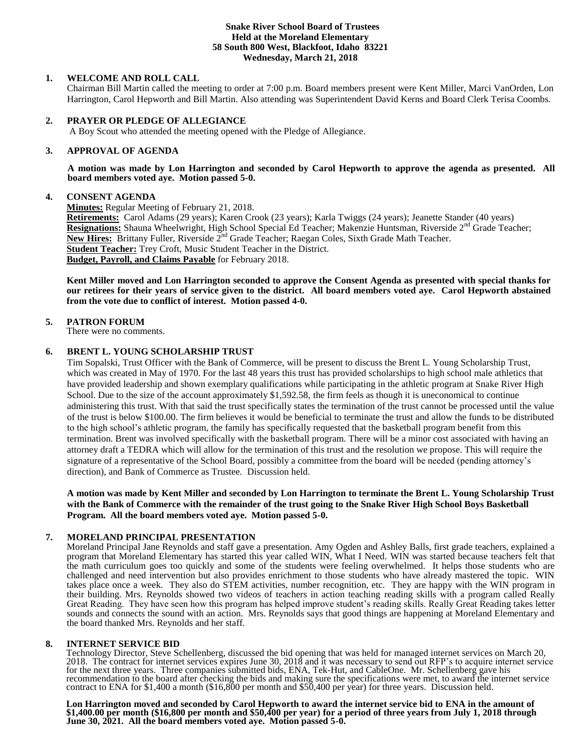**Snake River School Board of Trustees**
**Held at the Moreland Elementary**
**58 South 800 West, Blackfoot, Idaho 83221**
**Wednesday, March 21, 2018**

## 1. WELCOME AND ROLL CALL

Chairman Bill Martin called the meeting to order at 7:00 p.m. Board members present were Kent Miller, Marci VanOrden, Lon Harrington, Carol Hepworth and Bill Martin. Also attending was Superintendent David Kerns and Board Clerk Terisa Coombs.

## 2. PRAYER OR PLEDGE OF ALLEGIANCE

A Boy Scout who attended the meeting opened with the Pledge of Allegiance.

## 3. APPROVAL OF AGENDA

**A motion was made by Lon Harrington and seconded by Carol Hepworth to approve the agenda as presented. All board members voted aye. Motion passed 5-0.**

## 4. CONSENT AGENDA

**Minutes:** Regular Meeting of February 21, 2018.
**Retirements:** Carol Adams (29 years); Karen Crook (23 years); Karla Twiggs (24 years); Jeanette Stander (40 years)
**Resignations:** Shauna Wheelwright, High School Special Ed Teacher; Makenzie Huntsman, Riverside 2nd Grade Teacher;
**New Hires:** Brittany Fuller, Riverside 2nd Grade Teacher; Raegan Coles, Sixth Grade Math Teacher.
**Student Teacher:** Trey Croft, Music Student Teacher in the District.
**Budget, Payroll, and Claims Payable** for February 2018.

**Kent Miller moved and Lon Harrington seconded to approve the Consent Agenda as presented with special thanks for our retirees for their years of service given to the district. All board members voted aye. Carol Hepworth abstained from the vote due to conflict of interest. Motion passed 4-0.**

## 5. PATRON FORUM

There were no comments.

## 6. BRENT L. YOUNG SCHOLARSHIP TRUST

Tim Sopalski, Trust Officer with the Bank of Commerce, will be present to discuss the Brent L. Young Scholarship Trust, which was created in May of 1970. For the last 48 years this trust has provided scholarships to high school male athletics that have provided leadership and shown exemplary qualifications while participating in the athletic program at Snake River High School. Due to the size of the account approximately $1,592.58, the firm feels as though it is uneconomical to continue administering this trust. With that said the trust specifically states the termination of the trust cannot be processed until the value of the trust is below $100.00. The firm believes it would be beneficial to terminate the trust and allow the funds to be distributed to the high school's athletic program, the family has specifically requested that the basketball program benefit from this termination. Brent was involved specifically with the basketball program. There will be a minor cost associated with having an attorney draft a TEDRA which will allow for the termination of this trust and the resolution we propose. This will require the signature of a representative of the School Board, possibly a committee from the board will be needed (pending attorney's direction), and Bank of Commerce as Trustee. Discussion held.

**A motion was made by Kent Miller and seconded by Lon Harrington to terminate the Brent L. Young Scholarship Trust with the Bank of Commerce with the remainder of the trust going to the Snake River High School Boys Basketball Program. All the board members voted aye. Motion passed 5-0.**

## 7. MORELAND PRINCIPAL PRESENTATION

Moreland Principal Jane Reynolds and staff gave a presentation. Amy Ogden and Ashley Balls, first grade teachers, explained a program that Moreland Elementary has started this year called WIN, What I Need. WIN was started because teachers felt that the math curriculum goes too quickly and some of the students were feeling overwhelmed. It helps those students who are challenged and need intervention but also provides enrichment to those students who have already mastered the topic. WIN takes place once a week. They also do STEM activities, number recognition, etc. They are happy with the WIN program in their building. Mrs. Reynolds showed two videos of teachers in action teaching reading skills with a program called Really Great Reading. They have seen how this program has helped improve student's reading skills. Really Great Reading takes letter sounds and connects the sound with an action. Mrs. Reynolds says that good things are happening at Moreland Elementary and the board thanked Mrs. Reynolds and her staff.

## 8. INTERNET SERVICE BID

Technology Director, Steve Schellenberg, discussed the bid opening that was held for managed internet services on March 20, 2018. The contract for internet services expires June 30, 2018 and it was necessary to send out RFP's to acquire internet service for the next three years. Three companies submitted bids, ENA, Tek-Hut, and CableOne. Mr. Schellenberg gave his recommendation to the board after checking the bids and making sure the specifications were met, to award the internet service contract to ENA for $1,400 a month ($16,800 per month and $50,400 per year) for three years. Discussion held.

**Lon Harrington moved and seconded by Carol Hepworth to award the internet service bid to ENA in the amount of $1,400.00 per month ($16,800 per month and $50,400 per year) for a period of three years from July 1, 2018 through June 30, 2021. All the board members voted aye. Motion passed 5-0.**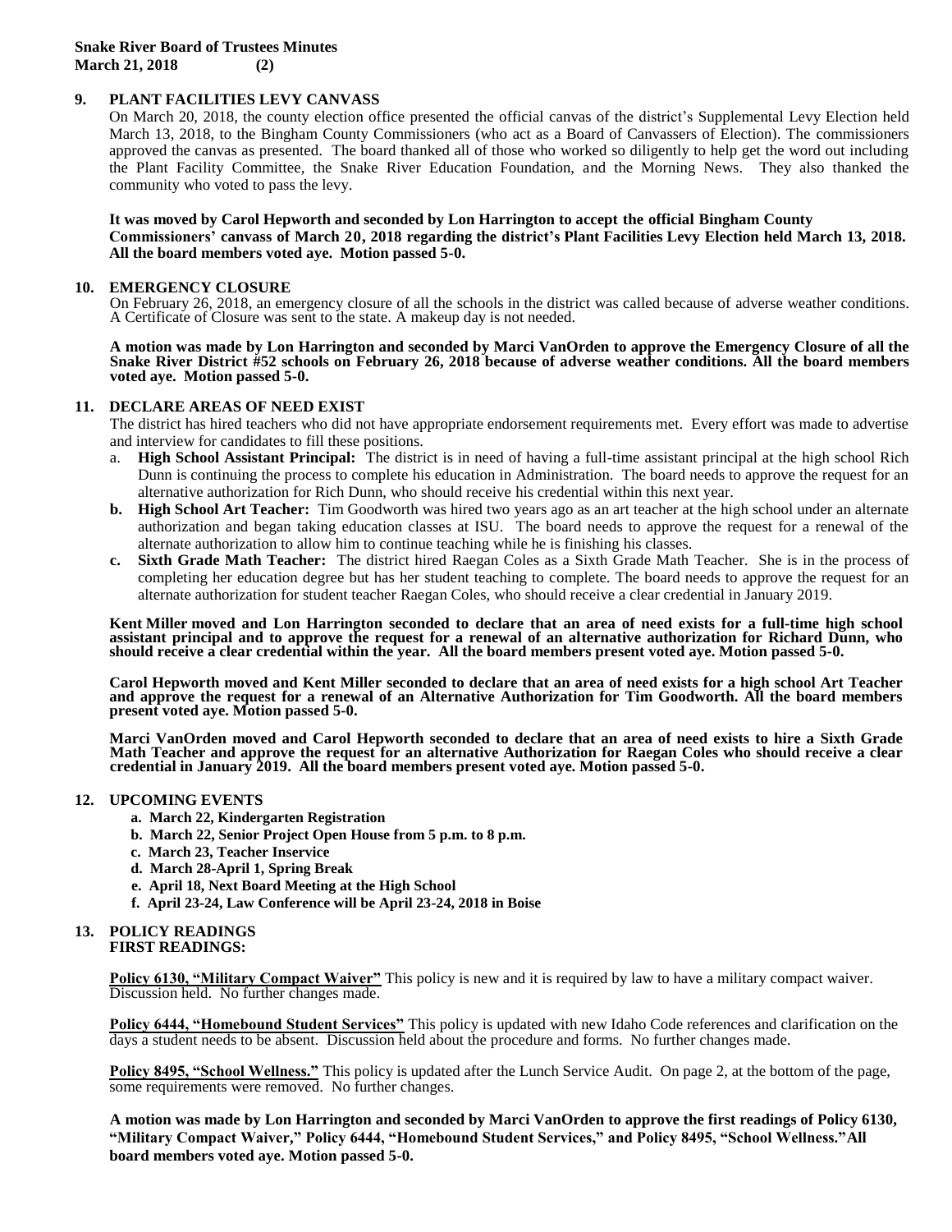**Snake River Board of Trustees Minutes**
**March 21, 2018 (2)**

### 9. PLANT FACILITIES LEVY CANVASS

On March 20, 2018, the county election office presented the official canvas of the district's Supplemental Levy Election held March 13, 2018, to the Bingham County Commissioners (who act as a Board of Canvassers of Election). The commissioners approved the canvas as presented. The board thanked all of those who worked so diligently to help get the word out including the Plant Facility Committee, the Snake River Education Foundation, and the Morning News. They also thanked the community who voted to pass the levy.

**It was moved by Carol Hepworth and seconded by Lon Harrington to accept the official Bingham County Commissioners' canvass of March 20, 2018 regarding the district's Plant Facilities Levy Election held March 13, 2018. All the board members voted aye. Motion passed 5-0.**

### 10. EMERGENCY CLOSURE

On February 26, 2018, an emergency closure of all the schools in the district was called because of adverse weather conditions. A Certificate of Closure was sent to the state. A makeup day is not needed.

**A motion was made by Lon Harrington and seconded by Marci VanOrden to approve the Emergency Closure of all the Snake River District #52 schools on February 26, 2018 because of adverse weather conditions. All the board members voted aye. Motion passed 5-0.**

### 11. DECLARE AREAS OF NEED EXIST

The district has hired teachers who did not have appropriate endorsement requirements met. Every effort was made to advertise and interview for candidates to fill these positions.

a. **High School Assistant Principal:** The district is in need of having a full-time assistant principal at the high school Rich Dunn is continuing the process to complete his education in Administration. The board needs to approve the request for an alternative authorization for Rich Dunn, who should receive his credential within this next year.
b. **High School Art Teacher:** Tim Goodworth was hired two years ago as an art teacher at the high school under an alternate authorization and began taking education classes at ISU. The board needs to approve the request for a renewal of the alternate authorization to allow him to continue teaching while he is finishing his classes.
c. **Sixth Grade Math Teacher:** The district hired Raegan Coles as a Sixth Grade Math Teacher. She is in the process of completing her education degree but has her student teaching to complete. The board needs to approve the request for an alternate authorization for student teacher Raegan Coles, who should receive a clear credential in January 2019.

**Kent Miller moved and Lon Harrington seconded to declare that an area of need exists for a full-time high school assistant principal and to approve the request for a renewal of an alternative authorization for Richard Dunn, who should receive a clear credential within the year. All the board members present voted aye. Motion passed 5-0.**

**Carol Hepworth moved and Kent Miller seconded to declare that an area of need exists for a high school Art Teacher and approve the request for a renewal of an Alternative Authorization for Tim Goodworth. All the board members present voted aye. Motion passed 5-0.**

**Marci VanOrden moved and Carol Hepworth seconded to declare that an area of need exists to hire a Sixth Grade Math Teacher and approve the request for an alternative Authorization for Raegan Coles who should receive a clear credential in January 2019. All the board members present voted aye. Motion passed 5-0.**

### 12. UPCOMING EVENTS

a. **March 22, Kindergarten Registration**
b. **March 22, Senior Project Open House from 5 p.m. to 8 p.m.**
c. **March 23, Teacher Inservice**
d. **March 28-April 1, Spring Break**
e. **April 18, Next Board Meeting at the High School**
f. **April 23-24, Law Conference will be April 23-24, 2018 in Boise**

### 13. POLICY READINGS

**FIRST READINGS:**

**Policy 6130, "Military Compact Waiver"** This policy is new and it is required by law to have a military compact waiver. Discussion held. No further changes made.

**Policy 6444, "Homebound Student Services"** This policy is updated with new Idaho Code references and clarification on the days a student needs to be absent. Discussion held about the procedure and forms. No further changes made.

**Policy 8495, "School Wellness."** This policy is updated after the Lunch Service Audit. On page 2, at the bottom of the page, some requirements were removed. No further changes.

**A motion was made by Lon Harrington and seconded by Marci VanOrden to approve the first readings of Policy 6130, "Military Compact Waiver," Policy 6444, "Homebound Student Services," and Policy 8495, "School Wellness." All board members voted aye. Motion passed 5-0.**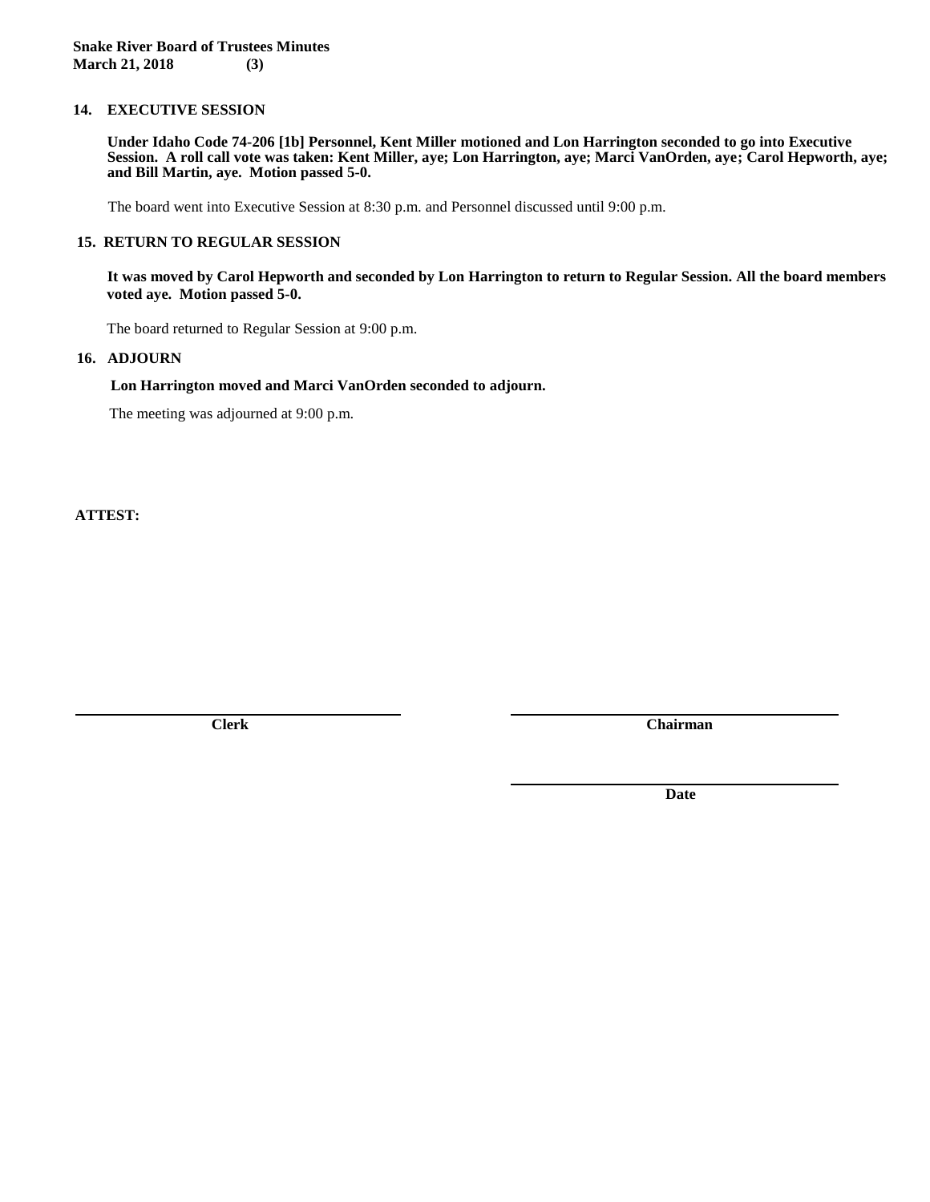## 14. EXECUTIVE SESSION

**Under Idaho Code 74-206 [1b] Personnel, Kent Miller motioned and Lon Harrington seconded to go into Executive Session. A roll call vote was taken: Kent Miller, aye; Lon Harrington, aye; Marci VanOrden, aye; Carol Hepworth, aye; and Bill Martin, aye. Motion passed 5-0.**

The board went into Executive Session at 8:30 p.m. and Personnel discussed until 9:00 p.m.

## 15. RETURN TO REGULAR SESSION

**It was moved by Carol Hepworth and seconded by Lon Harrington to return to Regular Session. All the board members voted aye. Motion passed 5-0.**

The board returned to Regular Session at 9:00 p.m.

## 16. ADJOURN

**Lon Harrington moved and Marci VanOrden seconded to adjourn.**

The meeting was adjourned at 9:00 p.m.

**ATTEST:**

______________________________ **Clerk**

______________________________ **Chairman**

______________________________ **Date**